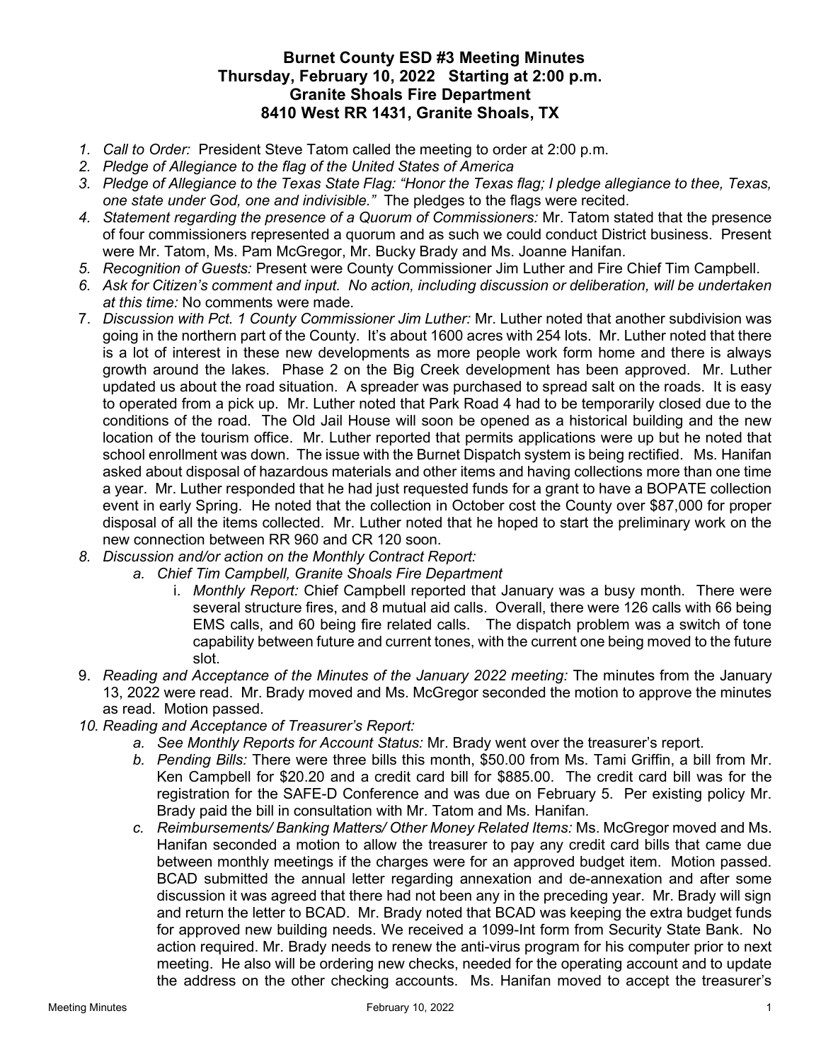# Burnet County ESD #3 Meeting Minutes
## Thursday, February 10, 2022 Starting at 2:00 p.m.
## Granite Shoals Fire Department
## 8410 West RR 1431, Granite Shoals, TX

1. *Call to Order:* President Steve Tatom called the meeting to order at 2:00 p.m.
2. *Pledge of Allegiance to the flag of the United States of America*
3. *Pledge of Allegiance to the Texas State Flag: "Honor the Texas flag; I pledge allegiance to thee, Texas, one state under God, one and indivisible."* The pledges to the flags were recited.
4. *Statement regarding the presence of a Quorum of Commissioners:* Mr. Tatom stated that the presence of four commissioners represented a quorum and as such we could conduct District business. Present were Mr. Tatom, Ms. Pam McGregor, Mr. Bucky Brady and Ms. Joanne Hanifan.
5. *Recognition of Guests:* Present were County Commissioner Jim Luther and Fire Chief Tim Campbell.
6. *Ask for Citizen's comment and input. No action, including discussion or deliberation, will be undertaken at this time:* No comments were made.
7. *Discussion with Pct. 1 County Commissioner Jim Luther:* Mr. Luther noted that another subdivision was going in the northern part of the County. It's about 1600 acres with 254 lots. Mr. Luther noted that there is a lot of interest in these new developments as more people work form home and there is always growth around the lakes. Phase 2 on the Big Creek development has been approved. Mr. Luther updated us about the road situation. A spreader was purchased to spread salt on the roads. It is easy to operated from a pick up. Mr. Luther noted that Park Road 4 had to be temporarily closed due to the conditions of the road. The Old Jail House will soon be opened as a historical building and the new location of the tourism office. Mr. Luther reported that permits applications were up but he noted that school enrollment was down. The issue with the Burnet Dispatch system is being rectified. Ms. Hanifan asked about disposal of hazardous materials and other items and having collections more than one time a year. Mr. Luther responded that he had just requested funds for a grant to have a BOPATE collection event in early Spring. He noted that the collection in October cost the County over $87,000 for proper disposal of all the items collected. Mr. Luther noted that he hoped to start the preliminary work on the new connection between RR 960 and CR 120 soon.
8. *Discussion and/or action on the Monthly Contract Report:*
   a. *Chief Tim Campbell, Granite Shoals Fire Department*
      i. *Monthly Report:* Chief Campbell reported that January was a busy month. There were several structure fires, and 8 mutual aid calls. Overall, there were 126 calls with 66 being EMS calls, and 60 being fire related calls. The dispatch problem was a switch of tone capability between future and current tones, with the current one being moved to the future slot.
9. *Reading and Acceptance of the Minutes of the January 2022 meeting:* The minutes from the January 13, 2022 were read. Mr. Brady moved and Ms. McGregor seconded the motion to approve the minutes as read. Motion passed.
10. *Reading and Acceptance of Treasurer's Report:*
    a. *See Monthly Reports for Account Status:* Mr. Brady went over the treasurer's report.
    b. *Pending Bills:* There were three bills this month, $50.00 from Ms. Tami Griffin, a bill from Mr. Ken Campbell for $20.20 and a credit card bill for $885.00. The credit card bill was for the registration for the SAFE-D Conference and was due on February 5. Per existing policy Mr. Brady paid the bill in consultation with Mr. Tatom and Ms. Hanifan.
    c. *Reimbursements/ Banking Matters/ Other Money Related Items:* Ms. McGregor moved and Ms. Hanifan seconded a motion to allow the treasurer to pay any credit card bills that came due between monthly meetings if the charges were for an approved budget item. Motion passed. BCAD submitted the annual letter regarding annexation and de-annexation and after some discussion it was agreed that there had not been any in the preceding year. Mr. Brady will sign and return the letter to BCAD. Mr. Brady noted that BCAD was keeping the extra budget funds for approved new building needs. We received a 1099-Int form from Security State Bank. No action required. Mr. Brady needs to renew the anti-virus program for his computer prior to next meeting. He also will be ordering new checks, needed for the operating account and to update the address on the other checking accounts. Ms. Hanifan moved to accept the treasurer's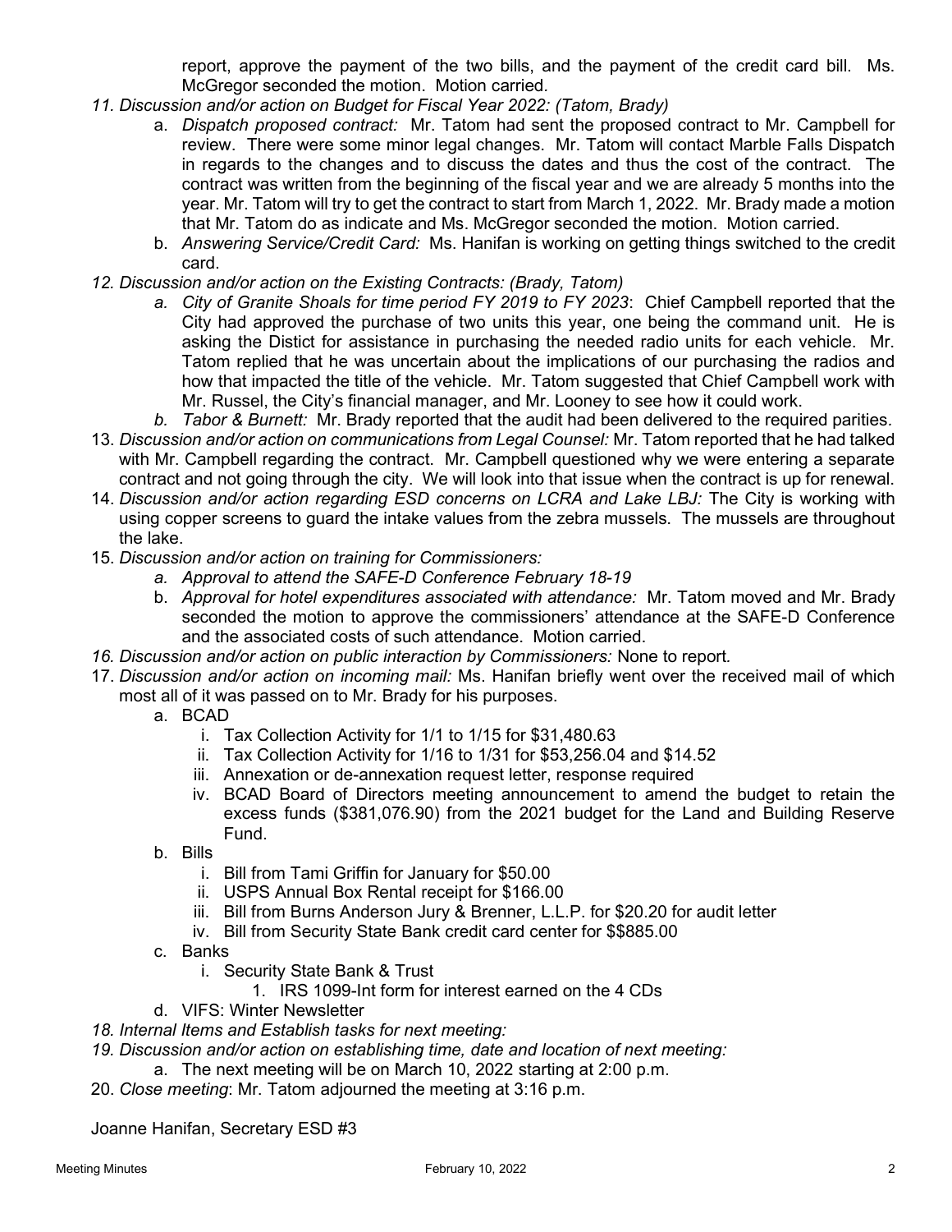report, approve the payment of the two bills, and the payment of the credit card bill. Ms. McGregor seconded the motion. Motion carried.

11. *Discussion and/or action on Budget for Fiscal Year 2022: (Tatom, Brady)*
    a. *Dispatch proposed contract:* Mr. Tatom had sent the proposed contract to Mr. Campbell for review. There were some minor legal changes. Mr. Tatom will contact Marble Falls Dispatch in regards to the changes and to discuss the dates and thus the cost of the contract. The contract was written from the beginning of the fiscal year and we are already 5 months into the year. Mr. Tatom will try to get the contract to start from March 1, 2022. Mr. Brady made a motion that Mr. Tatom do as indicate and Ms. McGregor seconded the motion. Motion carried.
    b. *Answering Service/Credit Card:* Ms. Hanifan is working on getting things switched to the credit card.
12. *Discussion and/or action on the Existing Contracts: (Brady, Tatom)*
    a. *City of Granite Shoals for time period FY 2019 to FY 2023*: Chief Campbell reported that the City had approved the purchase of two units this year, one being the command unit. He is asking the Distict for assistance in purchasing the needed radio units for each vehicle. Mr. Tatom replied that he was uncertain about the implications of our purchasing the radios and how that impacted the title of the vehicle. Mr. Tatom suggested that Chief Campbell work with Mr. Russel, the City's financial manager, and Mr. Looney to see how it could work.
    b. *Tabor & Burnett:* Mr. Brady reported that the audit had been delivered to the required parities.
13. *Discussion and/or action on communications from Legal Counsel:* Mr. Tatom reported that he had talked with Mr. Campbell regarding the contract. Mr. Campbell questioned why we were entering a separate contract and not going through the city. We will look into that issue when the contract is up for renewal.
14. *Discussion and/or action regarding ESD concerns on LCRA and Lake LBJ:* The City is working with using copper screens to guard the intake values from the zebra mussels. The mussels are throughout the lake.
15. *Discussion and/or action on training for Commissioners:*
    a. *Approval to attend the SAFE-D Conference February 18-19*
    b. *Approval for hotel expenditures associated with attendance:* Mr. Tatom moved and Mr. Brady seconded the motion to approve the commissioners' attendance at the SAFE-D Conference and the associated costs of such attendance. Motion carried.
16. *Discussion and/or action on public interaction by Commissioners:* None to report.
17. *Discussion and/or action on incoming mail:* Ms. Hanifan briefly went over the received mail of which most all of it was passed on to Mr. Brady for his purposes.
    a. BCAD
        i. Tax Collection Activity for 1/1 to 1/15 for $31,480.63
        ii. Tax Collection Activity for 1/16 to 1/31 for $53,256.04 and $14.52
        iii. Annexation or de-annexation request letter, response required
        iv. BCAD Board of Directors meeting announcement to amend the budget to retain the excess funds ($381,076.90) from the 2021 budget for the Land and Building Reserve Fund.
    b. Bills
        i. Bill from Tami Griffin for January for $50.00
        ii. USPS Annual Box Rental receipt for $166.00
        iii. Bill from Burns Anderson Jury & Brenner, L.L.P. for $20.20 for audit letter
        iv. Bill from Security State Bank credit card center for $$885.00
    c. Banks
        i. Security State Bank & Trust
            1. IRS 1099-Int form for interest earned on the 4 CDs
    d. VIFS: Winter Newsletter
18. *Internal Items and Establish tasks for next meeting:*
19. *Discussion and/or action on establishing time, date and location of next meeting:*
    a. The next meeting will be on March 10, 2022 starting at 2:00 p.m.
20. *Close meeting*: Mr. Tatom adjourned the meeting at 3:16 p.m.

Joanne Hanifan, Secretary ESD #3